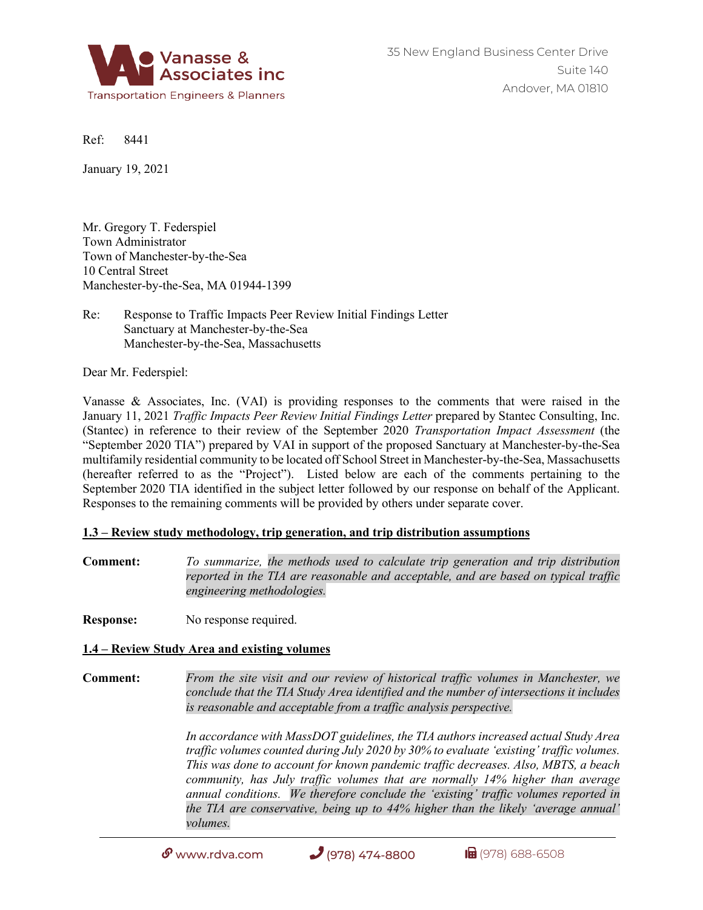Vanasse & Associates inc

Transportation Engineers & Planners

35 New England Business Center Drive
Suite 140
Andover, MA 01810

Ref: 8441

January 19, 2021

Mr. Gregory T. Federspiel
Town Administrator
Town of Manchester-by-the-Sea
10 Central Street
Manchester-by-the-Sea, MA 01944-1399

Re: Response to Traffic Impacts Peer Review Initial Findings Letter
Sanctuary at Manchester-by-the-Sea
Manchester-by-the-Sea, Massachusetts

Dear Mr. Federspiel:

Vanasse & Associates, Inc. (VAI) is providing responses to the comments that were raised in the January 11, 2021 *Traffic Impacts Peer Review Initial Findings Letter* prepared by Stantec Consulting, Inc. (Stantec) in reference to their review of the September 2020 *Transportation Impact Assessment* (the "September 2020 TIA") prepared by VAI in support of the proposed Sanctuary at Manchester-by-the-Sea multifamily residential community to be located off School Street in Manchester-by-the-Sea, Massachusetts (hereafter referred to as the "Project"). Listed below are each of the comments pertaining to the September 2020 TIA identified in the subject letter followed by our response on behalf of the Applicant. Responses to the remaining comments will be provided by others under separate cover.

**1.3 – Review study methodology, trip generation, and trip distribution assumptions**

**Comment:** *To summarize, the methods used to calculate trip generation and trip distribution reported in the TIA are reasonable and acceptable, and are based on typical traffic engineering methodologies.*

**Response:** No response required.

**1.4 – Review Study Area and existing volumes**

**Comment:** *From the site visit and our review of historical traffic volumes in Manchester, we conclude that the TIA Study Area identified and the number of intersections it includes is reasonable and acceptable from a traffic analysis perspective.*

*In accordance with MassDOT guidelines, the TIA authors increased actual Study Area traffic volumes counted during July 2020 by 30% to evaluate 'existing' traffic volumes. This was done to account for known pandemic traffic decreases. Also, MBTS, a beach community, has July traffic volumes that are normally 14% higher than average annual conditions. We therefore conclude the 'existing' traffic volumes reported in the TIA are conservative, being up to 44% higher than the likely 'average annual' volumes.*

www.rdva.com (978) 474-8800 (978) 688-6508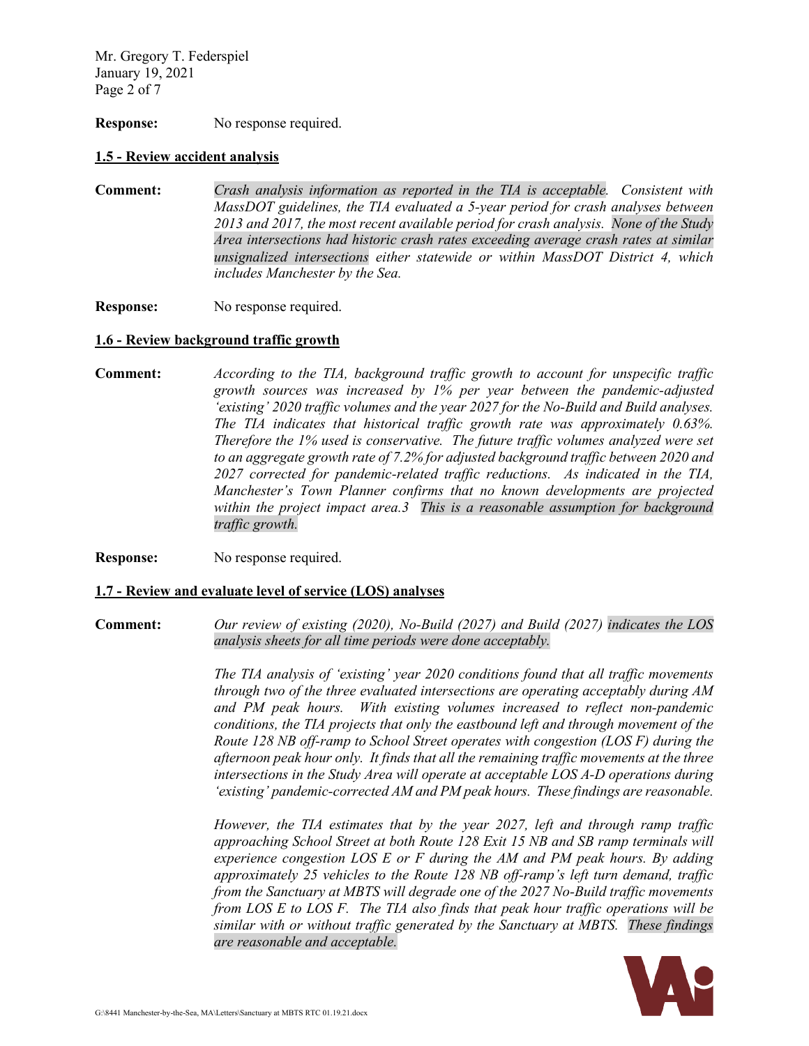**Response:** No response required.

**1.5 - Review accident analysis**

**Comment:** *Crash analysis information as reported in the TIA is acceptable. Consistent with MassDOT guidelines, the TIA evaluated a 5-year period for crash analyses between 2013 and 2017, the most recent available period for crash analysis. None of the Study Area intersections had historic crash rates exceeding average crash rates at similar unsignalized intersections either statewide or within MassDOT District 4, which includes Manchester by the Sea.*

**Response:** No response required.

**1.6 - Review background traffic growth**

**Comment:** *According to the TIA, background traffic growth to account for unspecific traffic growth sources was increased by 1% per year between the pandemic-adjusted 'existing' 2020 traffic volumes and the year 2027 for the No-Build and Build analyses. The TIA indicates that historical traffic growth rate was approximately 0.63%. Therefore the 1% used is conservative. The future traffic volumes analyzed were set to an aggregate growth rate of 7.2% for adjusted background traffic between 2020 and 2027 corrected for pandemic-related traffic reductions. As indicated in the TIA, Manchester's Town Planner confirms that no known developments are projected within the project impact area.3 This is a reasonable assumption for background traffic growth.*

**Response:** No response required.

**1.7 - Review and evaluate level of service (LOS) analyses**

**Comment:** *Our review of existing (2020), No-Build (2027) and Build (2027) indicates the LOS analysis sheets for all time periods were done acceptably.*

*The TIA analysis of 'existing' year 2020 conditions found that all traffic movements through two of the three evaluated intersections are operating acceptably during AM and PM peak hours. With existing volumes increased to reflect non-pandemic conditions, the TIA projects that only the eastbound left and through movement of the Route 128 NB off-ramp to School Street operates with congestion (LOS F) during the afternoon peak hour only. It finds that all the remaining traffic movements at the three intersections in the Study Area will operate at acceptable LOS A-D operations during 'existing' pandemic-corrected AM and PM peak hours. These findings are reasonable.*

*However, the TIA estimates that by the year 2027, left and through ramp traffic approaching School Street at both Route 128 Exit 15 NB and SB ramp terminals will experience congestion LOS E or F during the AM and PM peak hours. By adding approximately 25 vehicles to the Route 128 NB off-ramp's left turn demand, traffic from the Sanctuary at MBTS will degrade one of the 2027 No-Build traffic movements from LOS E to LOS F. The TIA also finds that peak hour traffic operations will be similar with or without traffic generated by the Sanctuary at MBTS. These findings are reasonable and acceptable.*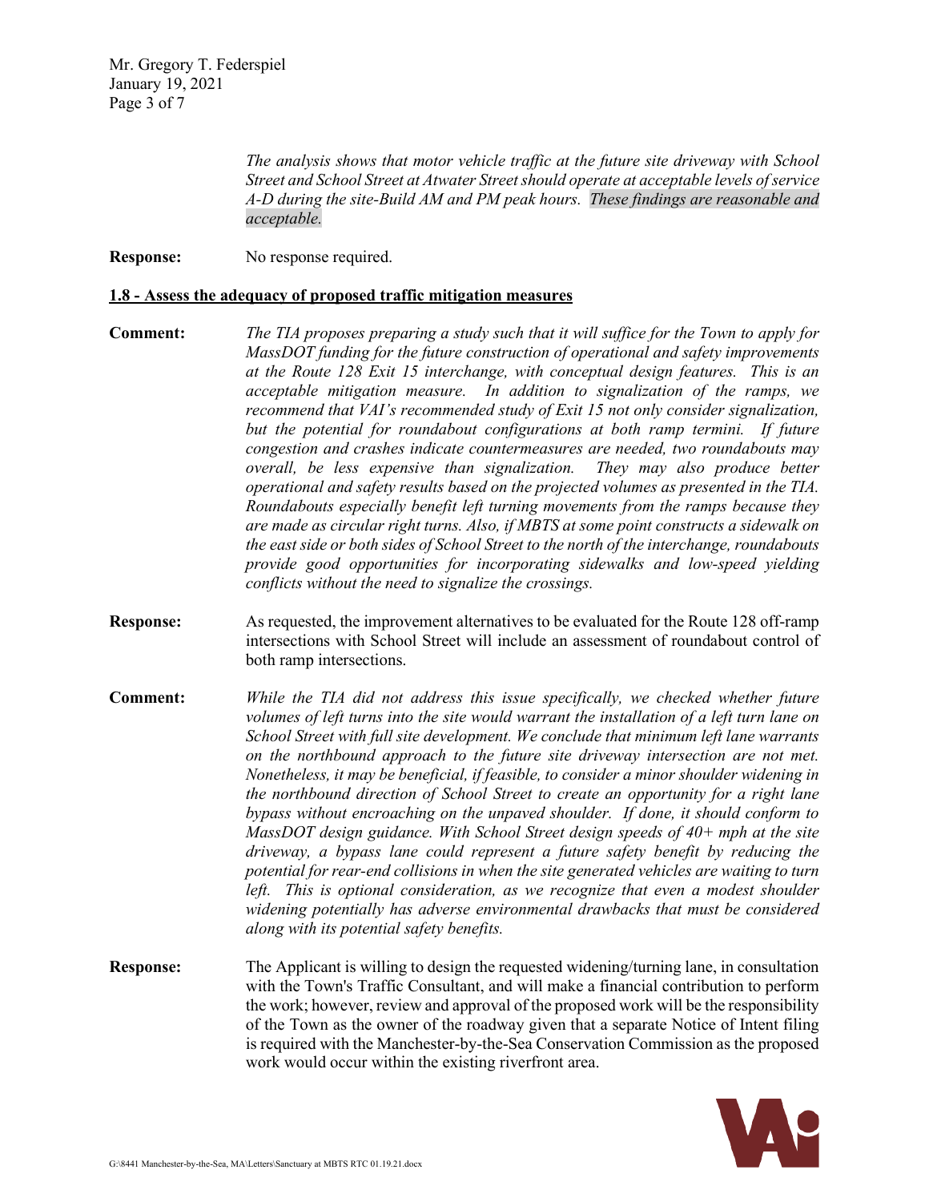*The analysis shows that motor vehicle traffic at the future site driveway with School Street and School Street at Atwater Street should operate at acceptable levels of service A-D during the site-Build AM and PM peak hours. These findings are reasonable and acceptable.*

**Response:** No response required.

**1.8 - Assess the adequacy of proposed traffic mitigation measures**

**Comment:** *The TIA proposes preparing a study such that it will suffice for the Town to apply for MassDOT funding for the future construction of operational and safety improvements at the Route 128 Exit 15 interchange, with conceptual design features. This is an acceptable mitigation measure. In addition to signalization of the ramps, we recommend that VAI's recommended study of Exit 15 not only consider signalization, but the potential for roundabout configurations at both ramp termini. If future congestion and crashes indicate countermeasures are needed, two roundabouts may overall, be less expensive than signalization. They may also produce better operational and safety results based on the projected volumes as presented in the TIA. Roundabouts especially benefit left turning movements from the ramps because they are made as circular right turns. Also, if MBTS at some point constructs a sidewalk on the east side or both sides of School Street to the north of the interchange, roundabouts provide good opportunities for incorporating sidewalks and low-speed yielding conflicts without the need to signalize the crossings.*

**Response:** As requested, the improvement alternatives to be evaluated for the Route 128 off-ramp intersections with School Street will include an assessment of roundabout control of both ramp intersections.

**Comment:** *While the TIA did not address this issue specifically, we checked whether future volumes of left turns into the site would warrant the installation of a left turn lane on School Street with full site development. We conclude that minimum left lane warrants on the northbound approach to the future site driveway intersection are not met. Nonetheless, it may be beneficial, if feasible, to consider a minor shoulder widening in the northbound direction of School Street to create an opportunity for a right lane bypass without encroaching on the unpaved shoulder. If done, it should conform to MassDOT design guidance. With School Street design speeds of 40+ mph at the site driveway, a bypass lane could represent a future safety benefit by reducing the potential for rear-end collisions in when the site generated vehicles are waiting to turn left. This is optional consideration, as we recognize that even a modest shoulder widening potentially has adverse environmental drawbacks that must be considered along with its potential safety benefits.*

**Response:** The Applicant is willing to design the requested widening/turning lane, in consultation with the Town's Traffic Consultant, and will make a financial contribution to perform the work; however, review and approval of the proposed work will be the responsibility of the Town as the owner of the roadway given that a separate Notice of Intent filing is required with the Manchester-by-the-Sea Conservation Commission as the proposed work would occur within the existing riverfront area.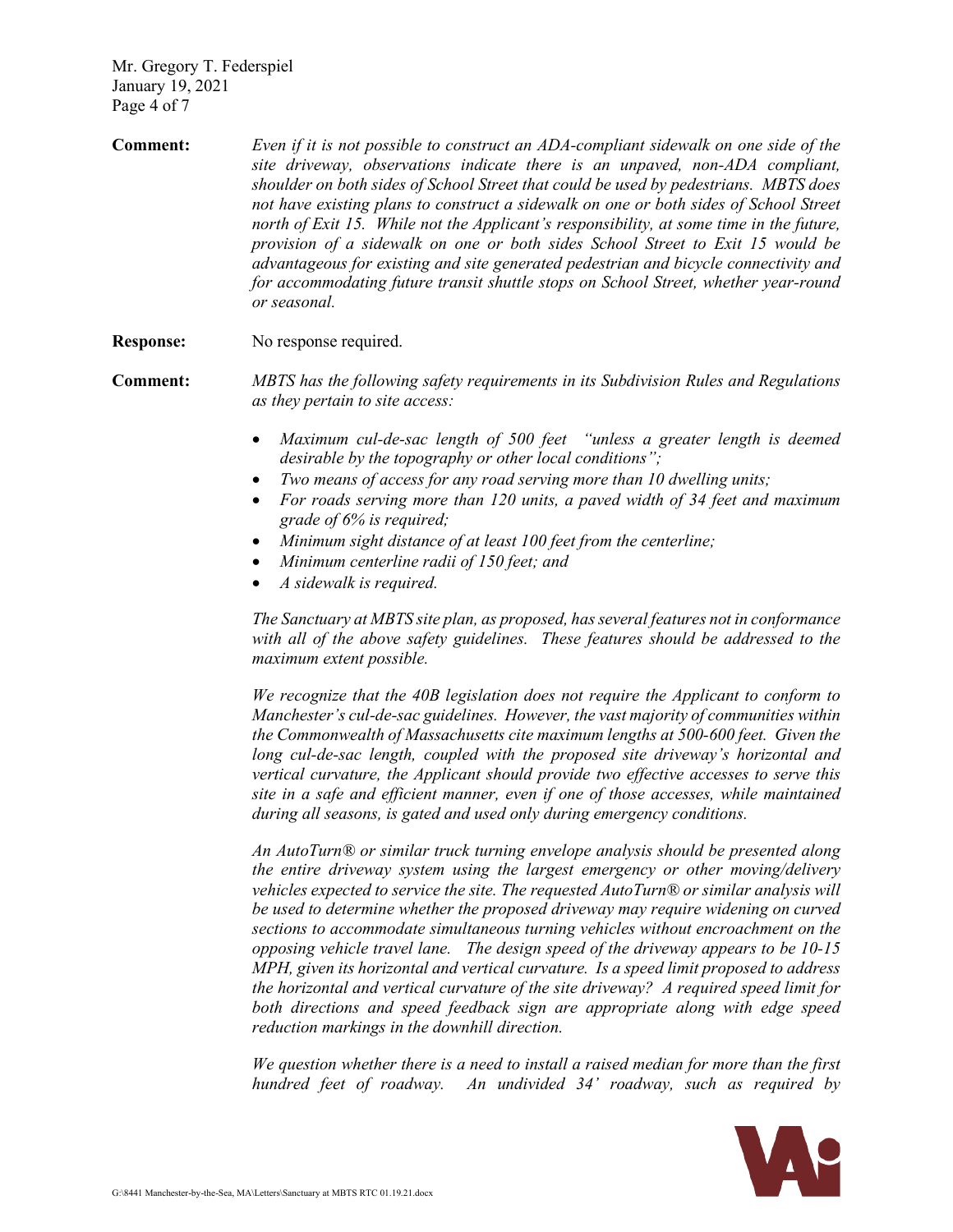**Comment:** *Even if it is not possible to construct an ADA-compliant sidewalk on one side of the site driveway, observations indicate there is an unpaved, non-ADA compliant, shoulder on both sides of School Street that could be used by pedestrians. MBTS does not have existing plans to construct a sidewalk on one or both sides of School Street north of Exit 15. While not the Applicant's responsibility, at some time in the future, provision of a sidewalk on one or both sides School Street to Exit 15 would be advantageous for existing and site generated pedestrian and bicycle connectivity and for accommodating future transit shuttle stops on School Street, whether year-round or seasonal.*

**Response:** No response required.

**Comment:** *MBTS has the following safety requirements in its Subdivision Rules and Regulations as they pertain to site access:*

- *Maximum cul-de-sac length of 500 feet "unless a greater length is deemed desirable by the topography or other local conditions";*
- *Two means of access for any road serving more than 10 dwelling units;*
- *For roads serving more than 120 units, a paved width of 34 feet and maximum grade of 6% is required;*
- *Minimum sight distance of at least 100 feet from the centerline;*
- *Minimum centerline radii of 150 feet; and*
- *A sidewalk is required.*

*The Sanctuary at MBTS site plan, as proposed, has several features not in conformance with all of the above safety guidelines. These features should be addressed to the maximum extent possible.*

*We recognize that the 40B legislation does not require the Applicant to conform to Manchester's cul-de-sac guidelines. However, the vast majority of communities within the Commonwealth of Massachusetts cite maximum lengths at 500-600 feet. Given the long cul-de-sac length, coupled with the proposed site driveway's horizontal and vertical curvature, the Applicant should provide two effective accesses to serve this site in a safe and efficient manner, even if one of those accesses, while maintained during all seasons, is gated and used only during emergency conditions.*

*An AutoTurn® or similar truck turning envelope analysis should be presented along the entire driveway system using the largest emergency or other moving/delivery vehicles expected to service the site. The requested AutoTurn® or similar analysis will be used to determine whether the proposed driveway may require widening on curved sections to accommodate simultaneous turning vehicles without encroachment on the opposing vehicle travel lane. The design speed of the driveway appears to be 10-15 MPH, given its horizontal and vertical curvature. Is a speed limit proposed to address the horizontal and vertical curvature of the site driveway? A required speed limit for both directions and speed feedback sign are appropriate along with edge speed reduction markings in the downhill direction.*

*We question whether there is a need to install a raised median for more than the first hundred feet of roadway. An undivided 34' roadway, such as required by*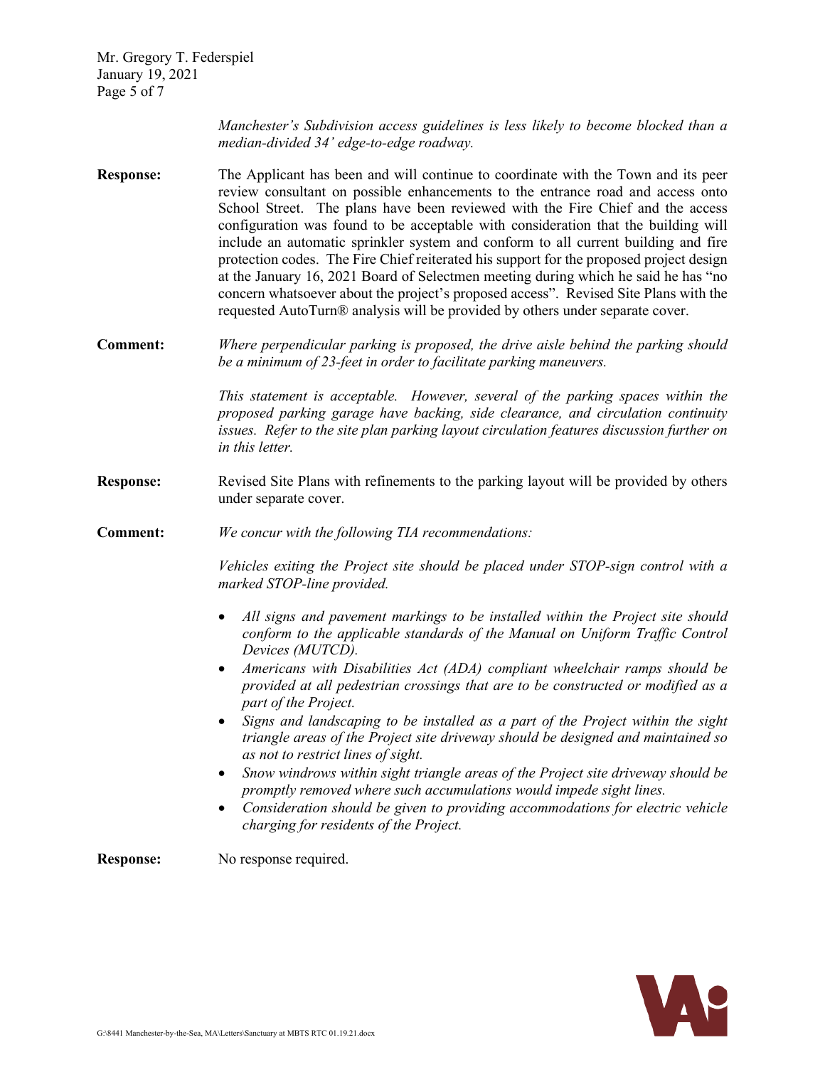*Manchester's Subdivision access guidelines is less likely to become blocked than a median-divided 34' edge-to-edge roadway.*

**Response:** The Applicant has been and will continue to coordinate with the Town and its peer review consultant on possible enhancements to the entrance road and access onto School Street. The plans have been reviewed with the Fire Chief and the access configuration was found to be acceptable with consideration that the building will include an automatic sprinkler system and conform to all current building and fire protection codes. The Fire Chief reiterated his support for the proposed project design at the January 16, 2021 Board of Selectmen meeting during which he said he has "no concern whatsoever about the project's proposed access". Revised Site Plans with the requested AutoTurn® analysis will be provided by others under separate cover.

**Comment:** *Where perpendicular parking is proposed, the drive aisle behind the parking should be a minimum of 23-feet in order to facilitate parking maneuvers.*

*This statement is acceptable. However, several of the parking spaces within the proposed parking garage have backing, side clearance, and circulation continuity issues. Refer to the site plan parking layout circulation features discussion further on in this letter.*

**Response:** Revised Site Plans with refinements to the parking layout will be provided by others under separate cover.

**Comment:** *We concur with the following TIA recommendations:*

*Vehicles exiting the Project site should be placed under STOP-sign control with a marked STOP-line provided.*

- *All signs and pavement markings to be installed within the Project site should conform to the applicable standards of the Manual on Uniform Traffic Control Devices (MUTCD).*
- *Americans with Disabilities Act (ADA) compliant wheelchair ramps should be provided at all pedestrian crossings that are to be constructed or modified as a part of the Project.*
- *Signs and landscaping to be installed as a part of the Project within the sight triangle areas of the Project site driveway should be designed and maintained so as not to restrict lines of sight.*
- *Snow windrows within sight triangle areas of the Project site driveway should be promptly removed where such accumulations would impede sight lines.*
- *Consideration should be given to providing accommodations for electric vehicle charging for residents of the Project.*

**Response:** No response required.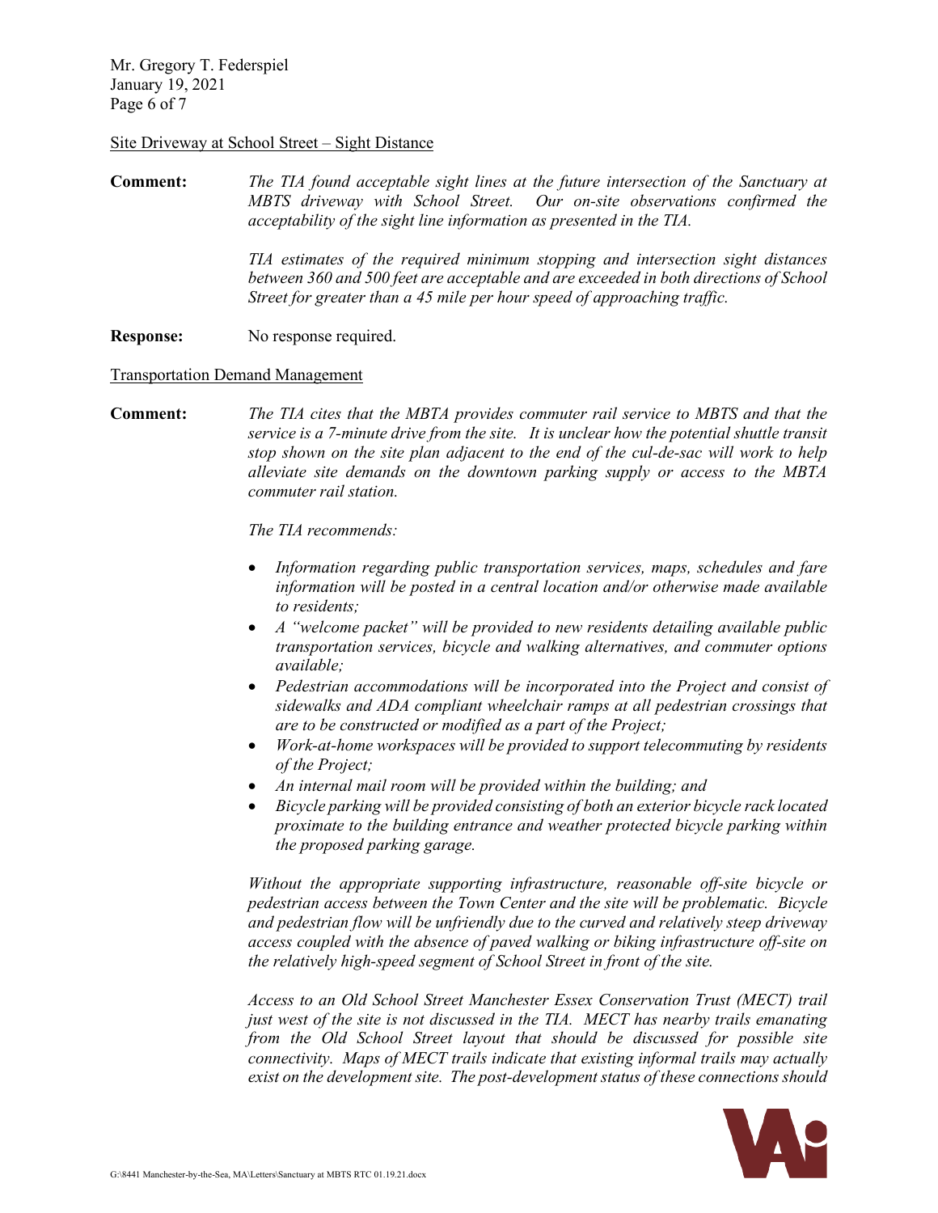Site Driveway at School Street – Sight Distance

**Comment:** *The TIA found acceptable sight lines at the future intersection of the Sanctuary at MBTS driveway with School Street. Our on-site observations confirmed the acceptability of the sight line information as presented in the TIA.*

*TIA estimates of the required minimum stopping and intersection sight distances between 360 and 500 feet are acceptable and are exceeded in both directions of School Street for greater than a 45 mile per hour speed of approaching traffic.*

**Response:** No response required.

Transportation Demand Management

**Comment:** *The TIA cites that the MBTA provides commuter rail service to MBTS and that the service is a 7-minute drive from the site. It is unclear how the potential shuttle transit stop shown on the site plan adjacent to the end of the cul-de-sac will work to help alleviate site demands on the downtown parking supply or access to the MBTA commuter rail station.*

*The TIA recommends:*

- *Information regarding public transportation services, maps, schedules and fare information will be posted in a central location and/or otherwise made available to residents;*
- *A "welcome packet" will be provided to new residents detailing available public transportation services, bicycle and walking alternatives, and commuter options available;*
- *Pedestrian accommodations will be incorporated into the Project and consist of sidewalks and ADA compliant wheelchair ramps at all pedestrian crossings that are to be constructed or modified as a part of the Project;*
- *Work-at-home workspaces will be provided to support telecommuting by residents of the Project;*
- *An internal mail room will be provided within the building; and*
- *Bicycle parking will be provided consisting of both an exterior bicycle rack located proximate to the building entrance and weather protected bicycle parking within the proposed parking garage.*

*Without the appropriate supporting infrastructure, reasonable off-site bicycle or pedestrian access between the Town Center and the site will be problematic. Bicycle and pedestrian flow will be unfriendly due to the curved and relatively steep driveway access coupled with the absence of paved walking or biking infrastructure off-site on the relatively high-speed segment of School Street in front of the site.*

*Access to an Old School Street Manchester Essex Conservation Trust (MECT) trail just west of the site is not discussed in the TIA. MECT has nearby trails emanating from the Old School Street layout that should be discussed for possible site connectivity. Maps of MECT trails indicate that existing informal trails may actually exist on the development site. The post-development status of these connections should*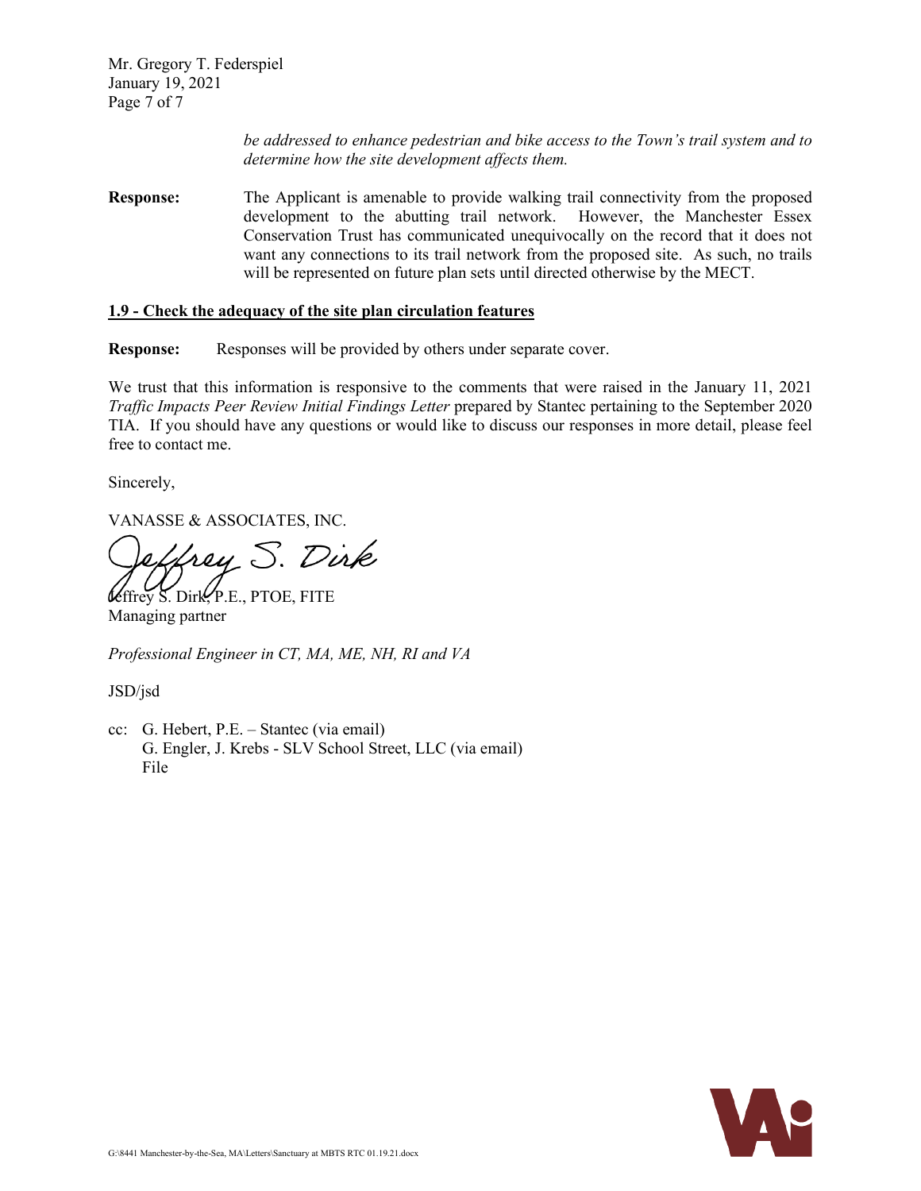*be addressed to enhance pedestrian and bike access to the Town's trail system and to determine how the site development affects them.*

**Response:** The Applicant is amenable to provide walking trail connectivity from the proposed development to the abutting trail network. However, the Manchester Essex Conservation Trust has communicated unequivocally on the record that it does not want any connections to its trail network from the proposed site. As such, no trails will be represented on future plan sets until directed otherwise by the MECT.

**1.9 - Check the adequacy of the site plan circulation features**

**Response:** Responses will be provided by others under separate cover.

We trust that this information is responsive to the comments that were raised in the January 11, 2021 *Traffic Impacts Peer Review Initial Findings Letter* prepared by Stantec pertaining to the September 2020 TIA. If you should have any questions or would like to discuss our responses in more detail, please feel free to contact me.

Sincerely,

VANASSE & ASSOCIATES, INC.

Jeffrey S. Dirk, P.E., PTOE, FITE
Managing partner

*Professional Engineer in CT, MA, ME, NH, RI and VA*

JSD/jsd

cc: G. Hebert, P.E. – Stantec (via email)
G. Engler, J. Krebs - SLV School Street, LLC (via email)
File

G:\8441 Manchester-by-the-Sea, MA\Letters\Sanctuary at MBTS RTC 01.19.21.docx